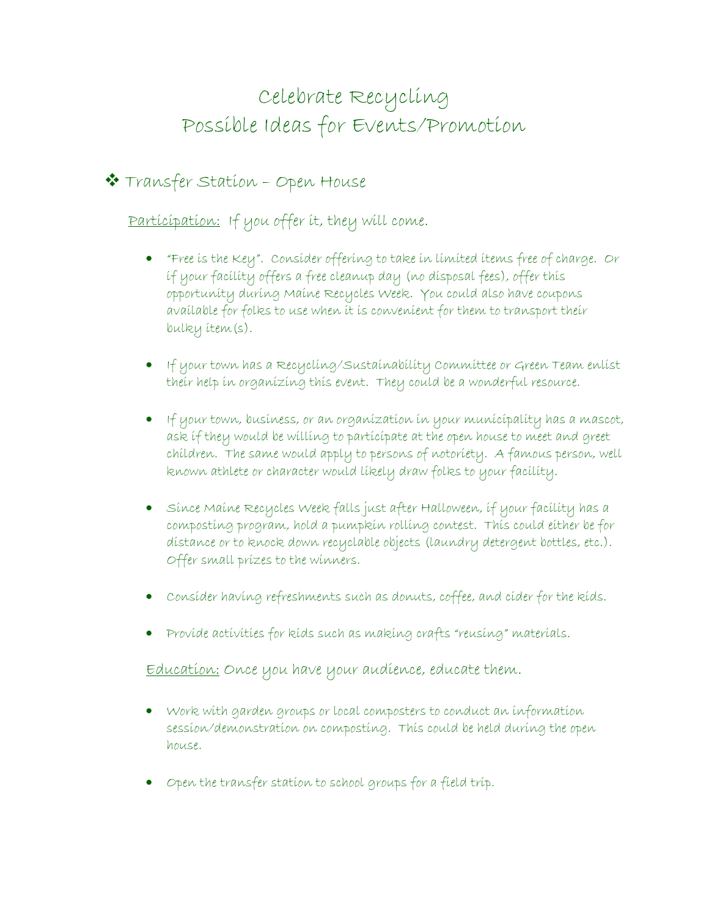# Celebrate Recycling
# Possible Ideas for Events/Promotion

## ❖ Transfer Station – Open House

<u>Participation:</u> If you offer it, they will come.

- "Free is the Key". Consider offering to take in limited items free of charge. Or if your facility offers a free cleanup day (no disposal fees), offer this opportunity during Maine Recycles Week. You could also have coupons available for folks to use when it is convenient for them to transport their bulky item(s).
- If your town has a Recycling/Sustainability Committee or Green Team enlist their help in organizing this event. They could be a wonderful resource.
- If your town, business, or an organization in your municipality has a mascot, ask if they would be willing to participate at the open house to meet and greet children. The same would apply to persons of notoriety. A famous person, well known athlete or character would likely draw folks to your facility.
- Since Maine Recycles Week falls just after Halloween, if your facility has a composting program, hold a pumpkin rolling contest. This could either be for distance or to knock down recyclable objects (laundry detergent bottles, etc.). Offer small prizes to the winners.
- Consider having refreshments such as donuts, coffee, and cider for the kids.
- Provide activities for kids such as making crafts "reusing" materials.

<u>Education:</u> Once you have your audience, educate them.

- Work with garden groups or local composters to conduct an information session/demonstration on composting. This could be held during the open house.
- Open the transfer station to school groups for a field trip.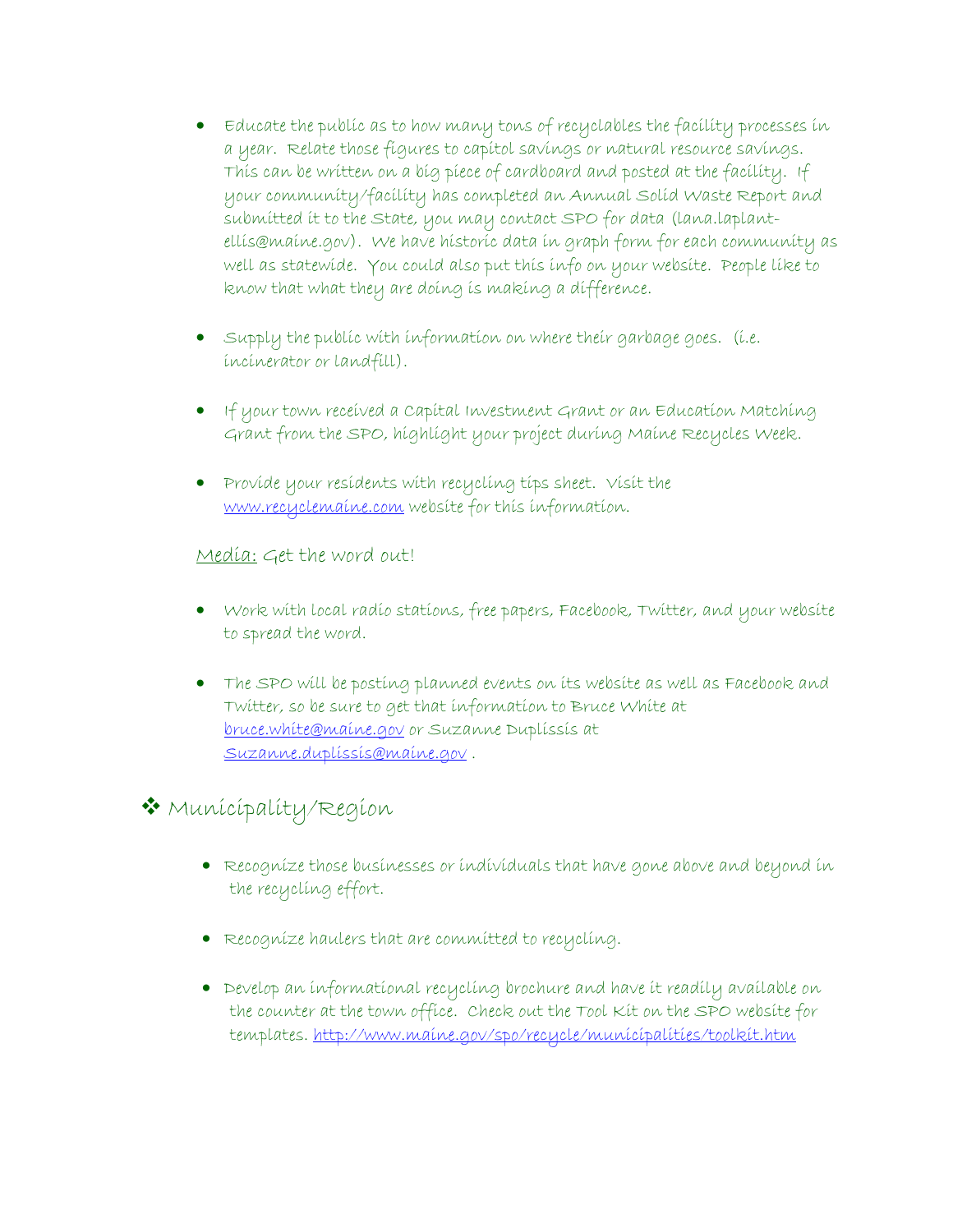- Educate the public as to how many tons of recyclables the facility processes in a year. Relate those figures to capitol savings or natural resource savings. This can be written on a big piece of cardboard and posted at the facility. If your community/facility has completed an Annual Solid Waste Report and submitted it to the State, you may contact SPO for data (lana.laplant-ellis@maine.gov). We have historic data in graph form for each community as well as statewide. You could also put this info on your website. People like to know that what they are doing is making a difference.

- Supply the public with information on where their garbage goes. (i.e. incinerator or landfill).

- If your town received a Capital Investment Grant or an Education Matching Grant from the SPO, highlight your project during Maine Recycles Week.

- Provide your residents with recycling tips sheet. Visit the [www.recyclemaine.com](http://www.recyclemaine.com) website for this information.

<u>Media:</u> Get the word out!

- Work with local radio stations, free papers, Facebook, Twitter, and your website to spread the word.

- The SPO will be posting planned events on its website as well as Facebook and Twitter, so be sure to get that information to Bruce White at [bruce.white@maine.gov](mailto:bruce.white@maine.gov) or Suzanne Duplissis at [Suzanne.duplissis@maine.gov](mailto:Suzanne.duplissis@maine.gov) .

## ❖ Municipality/Region

- Recognize those businesses or individuals that have gone above and beyond in the recycling effort.

- Recognize haulers that are committed to recycling.

- Develop an informational recycling brochure and have it readily available on the counter at the town office. Check out the Tool Kit on the SPO website for templates. [http://www.maine.gov/spo/recycle/municipalities/toolkit.htm](http://www.maine.gov/spo/recycle/municipalities/toolkit.htm)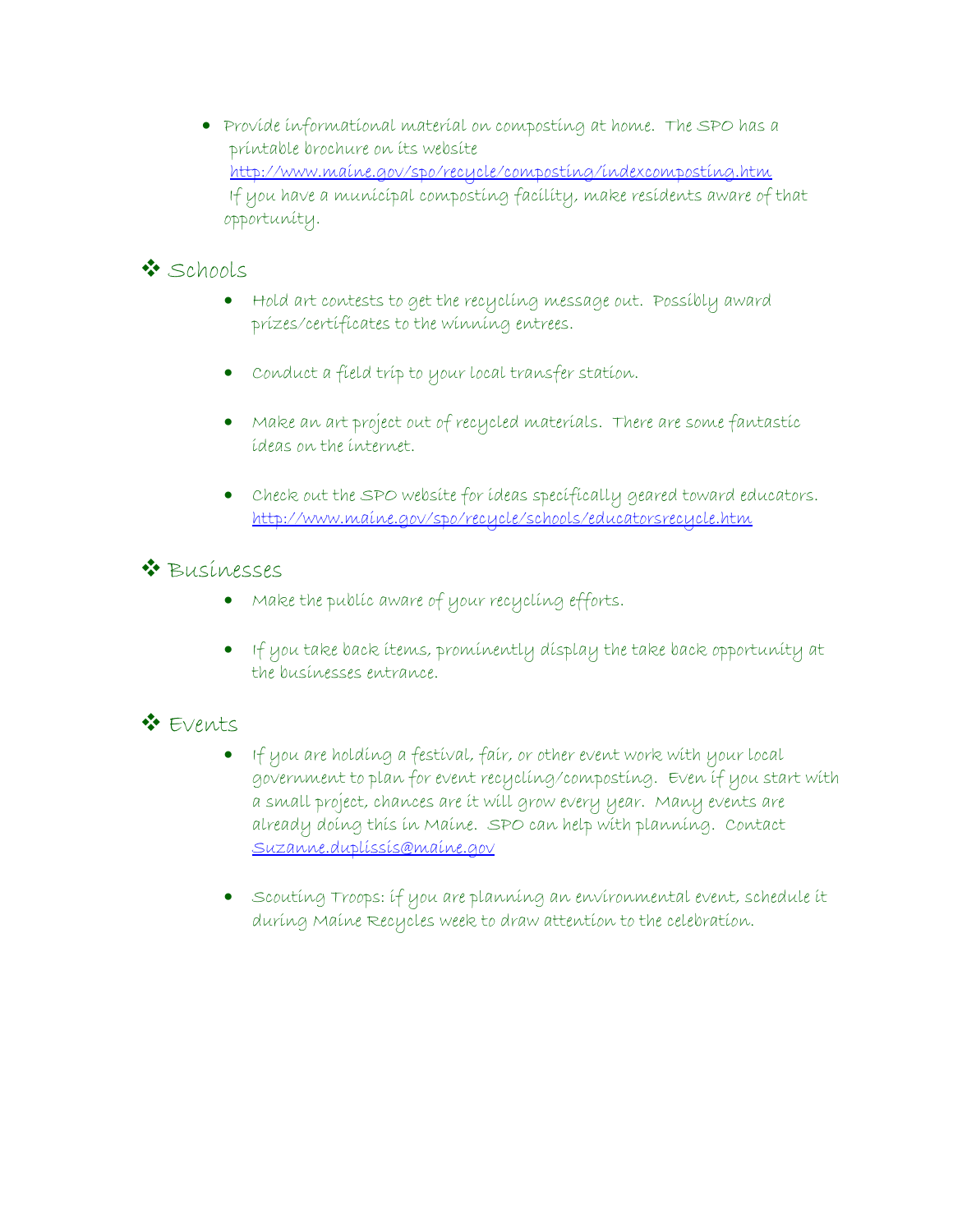- Provide informational material on composting at home. The SPO has a printable brochure on its website http://www.maine.gov/spo/recycle/composting/indexcomposting.htm If you have a municipal composting facility, make residents aware of that opportunity.

## Schools

- Hold art contests to get the recycling message out. Possibly award prizes/certificates to the winning entrees.

- Conduct a field trip to your local transfer station.

- Make an art project out of recycled materials. There are some fantastic ideas on the internet.

- Check out the SPO website for ideas specifically geared toward educators. http://www.maine.gov/spo/recycle/schools/educatorsrecycle.htm

## Businesses

- Make the public aware of your recycling efforts.

- If you take back items, prominently display the take back opportunity at the businesses entrance.

## Events

- If you are holding a festival, fair, or other event work with your local government to plan for event recycling/composting. Even if you start with a small project, chances are it will grow every year. Many events are already doing this in Maine. SPO can help with planning. Contact Suzanne.duplissis@maine.gov

- Scouting Troops: if you are planning an environmental event, schedule it during Maine Recycles week to draw attention to the celebration.